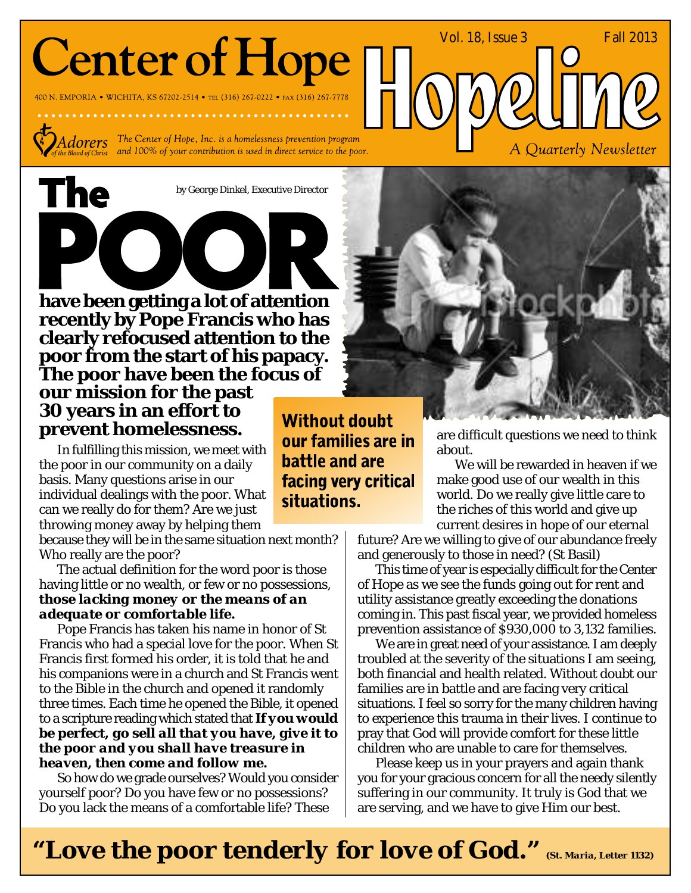# Center of Hope

400 N. EMPORIA • WICHITA, KS 67202-2514 • TEL (316) 267-0222 • FAX (316) 267-7778

Adorers of the Blood of Christ

*The Center of Hope, Inc. is a homelessness prevention program and 100% of your contribution is used in direct service to the poor.*

# Hopeline

Vol. 18, Issue 3 — Fall 2013

*A Quarterly Newsletter*

# The POOR

by George Dinkel, Executive Director

**have been getting a lot of attention recently by Pope Francis who has clearly refocused attention to the poor from the start of his papacy. The poor have been the focus of our mission for the past 30 years in an effort to prevent homelessness.**

In fulfilling this mission, we meet with the poor in our community on a daily basis. Many questions arise in our individual dealings with the poor. What can we really do for them? Are we just throwing money away by helping them because they will be in the same situation next month? Who really are the poor?

The actual definition for the word poor is those having little or no wealth, or few or no possessions, ***those lacking money or the means of an adequate or comfortable life.***

Pope Francis has taken his name in honor of St Francis who had a special love for the poor. When St Francis first formed his order, it is told that he and his companions were in a church and St Francis went to the Bible in the church and opened it randomly three times. Each time he opened the Bible, it opened to a scripture reading which stated that ***If you would be perfect, go sell all that you have, give it to the poor and you shall have treasure in heaven, then come and follow me.***

So how do we grade ourselves? Would you consider yourself poor? Do you have few or no possessions? Do you lack the means of a comfortable life? These are difficult questions we need to think about.

**Without doubt our families are in battle and are facing very critical situations.**

We will be rewarded in heaven if we make good use of our wealth in this world. Do we really give little care to the riches of this world and give up current desires in hope of our eternal future? Are we willing to give of our abundance freely and generously to those in need? (St Basil)

This time of year is especially difficult for the Center of Hope as we see the funds going out for rent and utility assistance greatly exceeding the donations coming in. This past fiscal year, we provided homeless prevention assistance of $930,000 to 3,132 families.

We are in great need of your assistance. I am deeply troubled at the severity of the situations I am seeing, both financial and health related. Without doubt our families are in battle and are facing very critical situations. I feel so sorry for the many children having to experience this trauma in their lives. I continue to pray that God will provide comfort for these little children who are unable to care for themselves.

Please keep us in your prayers and again thank you for your gracious concern for all the needy silently suffering in our community. It truly is God that we are serving, and we have to give Him our best.

**"Love the poor tenderly for love of God."** (*St. Maria, Letter 1132*)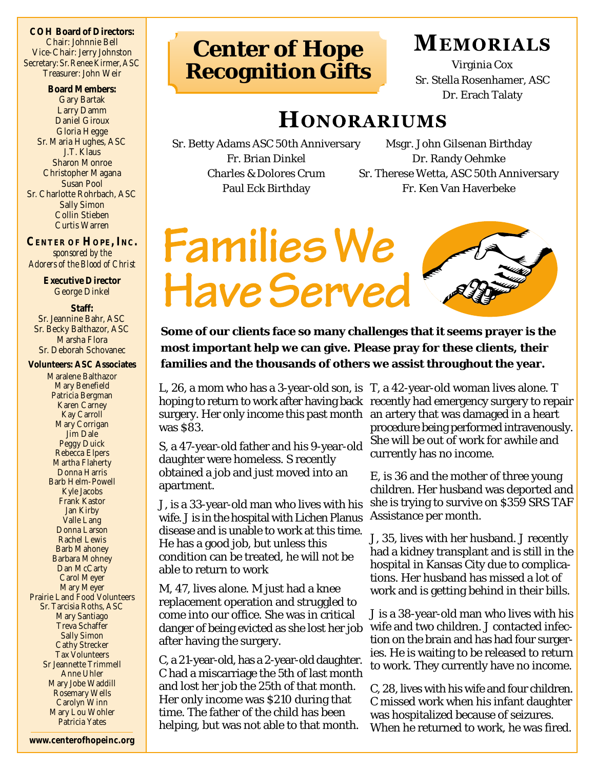**COH Board of Directors:**
Chair: Johnnie Bell
Vice-Chair: Jerry Johnston
Secretary: Sr. Renee Kirmer, ASC
Treasurer: John Weir

**Board Members:**
Gary Bartak
Larry Damm
Daniel Giroux
Gloria Hegge
Sr. Maria Hughes, ASC
J.T. Klaus
Sharon Monroe
Christopher Magana
Susan Pool
Sr. Charlotte Rohrbach, ASC
Sally Simon
Collin Stieben
Curtis Warren

**CENTER OF HOPE, INC.**
*sponsored by the Adorers of the Blood of Christ*

**Executive Director**
George Dinkel

**Staff:**
Sr. Jeannine Bahr, ASC
Sr. Becky Balthazor, ASC
Marsha Flora
Sr. Deborah Schovanec

**Volunteers: ASC Associates**
Maralene Balthazor
Mary Benefield
Patricia Bergman
Karen Carney
Kay Carroll
Mary Corrigan
Jim Dale
Peggy Duick
Rebecca Elpers
Martha Flaherty
Donna Harris
Barb Helm-Powell
Kyle Jacobs
Frank Kastor
Jan Kirby
Valle Lang
Donna Larson
Rachel Lewis
Barb Mahoney
Barbara Mohney
Dan McCarty
Carol Meyer
Mary Meyer
Prairie Land Food Volunteers
Sr. Tarcisia Roths, ASC
Mary Santiago
Treva Schaffer
Sally Simon
Cathy Strecker
Tax Volunteers
Sr Jeannette Trimmell
Anne Uhler
Mary Jobe Waddill
Rosemary Wells
Carolyn Winn
Mary Lou Wohler
Patricia Yates

**www.centerofhopeinc.org**

# Center of Hope Recognition Gifts

## MEMORIALS

Virginia Cox
Sr. Stella Rosenhamer, ASC
Dr. Erach Talaty

## HONORARIUMS

Sr. Betty Adams ASC 50th Anniversary
Fr. Brian Dinkel
Charles & Dolores Crum
Paul Eck Birthday
Msgr. John Gilsenan Birthday
Dr. Randy Oehmke
Sr. Therese Wetta, ASC 50th Anniversary
Fr. Ken Van Haverbeke

# Families We Have Served

**Some of our clients face so many challenges that it seems prayer is the most important help we can give. Please pray for these clients, their families and the thousands of others we assist throughout the year.**

L, 26, a mom who has a 3-year-old son, is hoping to return to work after having back surgery. Her only income this past month was $83.

S, a 47-year-old father and his 9-year-old daughter were homeless. S recently obtained a job and just moved into an apartment.

J, is a 33-year-old man who lives with his wife. J is in the hospital with Lichen Planus disease and is unable to work at this time. He has a good job, but unless this condition can be treated, he will not be able to return to work

M, 47, lives alone. M just had a knee replacement operation and struggled to come into our office. She was in critical danger of being evicted as she lost her job after having the surgery.

C, a 21-year-old, has a 2-year-old daughter. C had a miscarriage the 5th of last month and lost her job the 25th of that month. Her only income was $210 during that time. The father of the child has been helping, but was not able to that month.

T, a 42-year-old woman lives alone. T recently had emergency surgery to repair an artery that was damaged in a heart procedure being performed intravenously. She will be out of work for awhile and currently has no income.

E, is 36 and the mother of three young children. Her husband was deported and she is trying to survive on $359 SRS TAF Assistance per month.

J, 35, lives with her husband. J recently had a kidney transplant and is still in the hospital in Kansas City due to complications. Her husband has missed a lot of work and is getting behind in their bills.

J is a 38-year-old man who lives with his wife and two children. J contacted infection on the brain and has had four surgeries. He is waiting to be released to return to work. They currently have no income.

C, 28, lives with his wife and four children. C missed work when his infant daughter was hospitalized because of seizures. When he returned to work, he was fired.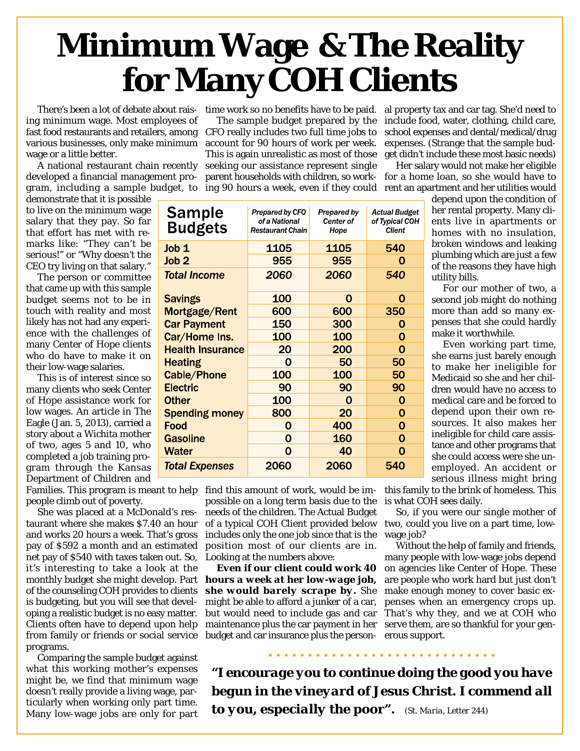# Minimum Wage & The Reality for Many COH Clients

There's been a lot of debate about raising minimum wage. Most employees of fast food restaurants and retailers, among various businesses, only make minimum wage or a little better.

A national restaurant chain recently developed a financial management program, including a sample budget, to demonstrate that it is possible to live on the minimum wage salary that they pay. So far that effort has met with remarks like: "They can't be serious!" or "Why doesn't the CEO try living on that salary."

The person or committee that came up with this sample budget seems not to be in touch with reality and most likely has not had any experience with the challenges of many Center of Hope clients who do have to make it on their low-wage salaries.

This is of interest since so many clients who seek Center of Hope assistance work for low wages. An article in The Eagle (Jan. 5, 2013), carried a story about a Wichita mother of two, ages 5 and 10, who completed a job training program through the Kansas Department of Children and Families. This program is meant to help people climb out of poverty.

She was placed at a McDonald's restaurant where she makes $7.40 an hour and works 20 hours a week. That's gross pay of $592 a month and an estimated net pay of $540 with taxes taken out. So, it's interesting to take a look at the monthly budget she might develop. Part of the counseling COH provides to clients is budgeting, but you will see that developing a realistic budget is no easy matter. Clients often have to depend upon help from family or friends or social service programs.

Comparing the sample budget against what this working mother's expenses might be, we find that minimum wage doesn't really provide a living wage, particularly when working only part time. Many low-wage jobs are only for part time work so no benefits have to be paid.

The sample budget prepared by the CFO really includes two full time jobs to account for 90 hours of work per week. This is again unrealistic as most of those seeking our assistance represent single parent households with children, so working 90 hours a week, even if they could find this amount of work, would be impossible on a long term basis due to the needs of the children. The Actual Budget of a typical COH Client provided below includes only the one job since that is the position most of our clients are in. Looking at the numbers above:

| Sample Budgets | *Prepared by CFO of a National Restaurant Chain* | *Prepared by Center of Hope* | *Actual Budget of Typical COH Client* |
|---|---|---|---|
| Job 1 | 1105 | 1105 | 540 |
| Job 2 | 955 | 955 | 0 |
| ***Total Income*** | *2060* | *2060* | *540* |
| Savings | 100 | 0 | 0 |
| Mortgage/Rent | 600 | 600 | 350 |
| Car Payment | 150 | 300 | 0 |
| Car/Home Ins. | 100 | 100 | 0 |
| Health Insurance | 20 | 200 | 0 |
| Heating | 0 | 50 | 50 |
| Cable/Phone | 100 | 100 | 50 |
| Electric | 90 | 90 | 90 |
| Other | 100 | 0 | 0 |
| Spending money | 800 | 20 | 0 |
| Food | 0 | 400 | 0 |
| Gasoline | 0 | 160 | 0 |
| Water | 0 | 40 | 0 |
| ***Total Expenses*** | 2060 | 2060 | 540 |

**Even if our client could work 40 hours a week at her low-wage job, she would barely scrape by.** She might be able to afford a junker of a car, but would need to include gas and car maintenance plus the car payment in her budget and car insurance plus the personal property tax and car tag. She'd need to include food, water, clothing, child care, school expenses and dental/medical/drug expenses. (Strange that the sample budget didn't include these most basic needs)

Her salary would not make her eligible for a home loan, so she would have to rent an apartment and her utilities would depend upon the condition of her rental property. Many clients live in apartments or homes with no insulation, broken windows and leaking plumbing which are just a few of the reasons they have high utility bills.

For our mother of two, a second job might do nothing more than add so many expenses that she could hardly make it worthwhile.

Even working part time, she earns just barely enough to make her ineligible for Medicaid so she and her children would have no access to medical care and be forced to depend upon their own resources. It also makes her ineligible for child care assistance and other programs that she could access were she unemployed. An accident or serious illness might bring this family to the brink of homeless. This is what COH sees daily.

So, if you were our single mother of two, could you live on a part time, low-wage job?

Without the help of family and friends, many people with low-wage jobs depend on agencies like Center of Hope. These are people who work hard but just don't make enough money to cover basic expenses when an emergency crops up. That's why they, and we at COH who serve them, are so thankful for your generous support.

***"I encourage you to continue doing the good you have begun in the vineyard of Jesus Christ. I commend all to you, especially the poor".*** (St. Maria, Letter 244)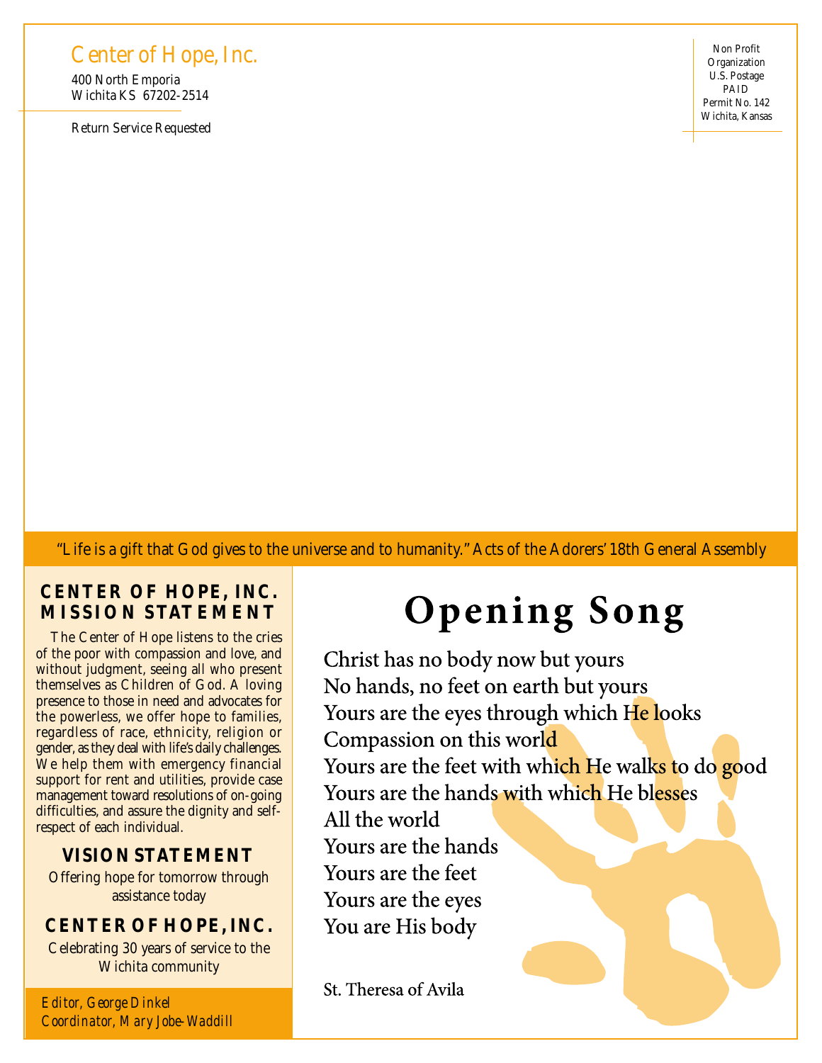Center of Hope, Inc.

400 North Emporia
Wichita KS 67202-2514

Return Service Requested

Non Profit
Organization
U.S. Postage
PAID
Permit No. 142
Wichita, Kansas

"Life is a gift that God gives to the universe and to humanity." Acts of the Adorers' 18th General Assembly

## CENTER OF HOPE, INC. MISSION STATEMENT

The Center of Hope listens to the cries of the poor with compassion and love, and without judgment, seeing all who present themselves as Children of God. A loving presence to those in need and advocates for the powerless, we offer hope to families, regardless of race, ethnicity, religion or gender, as they deal with life's daily challenges. We help them with emergency financial support for rent and utilities, provide case management toward resolutions of on-going difficulties, and assure the dignity and self-respect of each individual.

## VISION STATEMENT

Offering hope for tomorrow through assistance today

## CENTER OF HOPE, INC.

Celebrating 30 years of service to the Wichita community

*Editor, George Dinkel*
*Coordinator, Mary Jobe-Waddill*

# Opening Song

Christ has no body now but yours
No hands, no feet on earth but yours
Yours are the eyes through which He looks
Compassion on this world
Yours are the feet with which He walks to do good
Yours are the hands with which He blesses
All the world
Yours are the hands
Yours are the feet
Yours are the eyes
You are His body

St. Theresa of Avila